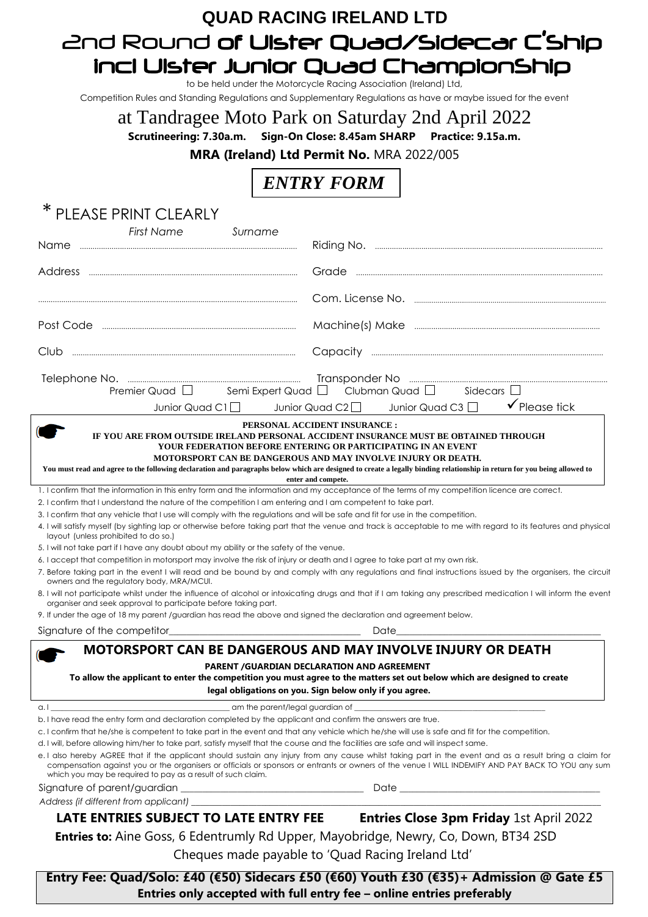# QUAD RACING IRELAND LTD

# 2nd Round of Ulster Quad/Sidecar C'Ship incl Ulster Junior Quad ChampionShip

to be held under the Motorcycle Racing Association (Ireland) Ltd,

Competition Rules and Standing Regulations and Supplementary Regulations as have or maybe issued for the event

## at Tandragee Moto Park on Saturday 2nd April 2022

**Scrutineering: 7.30a.m. Sign-On Close: 8.45am SHARP Practice: 9.15a.m.**

**MRA (Ireland) Ltd Permit No.** MRA 2022/005

## *ENTRY FORM*

\* PLEASE PRINT CLEARLY

*First Name* *Surname*

Name ..........................................

Address ..........................................

..........................................

Post Code ..........................................

Club ..........................................

Telephone No. ..........................................

Riding No. ..........................................

Grade ..........................................

Com. License No. ..........................................

Machine(s) Make ..........................................

Capacity ..........................................

Transponder No ..........................................

Premier Quad ☐ Semi Expert Quad ☐ Clubman Quad ☐ Sidecars ☐

Junior Quad C1 ☐ Junior Quad C2 ☐ Junior Quad C3 ☐ ✓ Please tick

**PERSONAL ACCIDENT INSURANCE :**
**IF YOU ARE FROM OUTSIDE IRELAND PERSONAL ACCIDENT INSURANCE MUST BE OBTAINED THROUGH YOUR FEDERATION BEFORE ENTERING OR PARTICIPATING IN AN EVENT**
**MOTORSPORT CAN BE DANGEROUS AND MAY INVOLVE INJURY OR DEATH.**
**You must read and agree to the following declaration and paragraphs below which are designed to create a legally binding relationship in return for you being allowed to enter and compete.**

1. I confirm that the information in this entry form and the information and my acceptance of the terms of my competition licence are correct.
2. I confirm that I understand the nature of the competition I am entering and I am competent to take part.
3. I confirm that any vehicle that I use will comply with the regulations and will be safe and fit for use in the competition.
4. I will satisfy myself (by sighting lap or otherwise before taking part that the venue and track is acceptable to me with regard to its features and physical layout (unless prohibited to do so.)
5. I will not take part if I have any doubt about my ability or the safety of the venue.
6. I accept that competition in motorsport may involve the risk of injury or death and I agree to take part at my own risk.
7. Before taking part in the event I will read and be bound by and comply with any regulations and final instructions issued by the organisers, the circuit owners and the regulatory body, MRA/MCUI.
8. I will not participate whilst under the influence of alcohol or intoxicating drugs and that if I am taking any prescribed medication I will inform the event organiser and seek approval to participate before taking part.
9. If under the age of 18 my parent /guardian has read the above and signed the declaration and agreement below.

Signature of the competitor________________________ Date________________________

### MOTORSPORT CAN BE DANGEROUS AND MAY INVOLVE INJURY OR DEATH

**PARENT /GUARDIAN DECLARATION AND AGREEMENT**
**To allow the applicant to enter the competition you must agree to the matters set out below which are designed to create legal obligations on you. Sign below only if you agree.**

a. I ________________________ am the parent/legal guardian of ________________________

b. I have read the entry form and declaration completed by the applicant and confirm the answers are true.

c. I confirm that he/she is competent to take part in the event and that any vehicle which he/she will use is safe and fit for the competition.

d. I will, before allowing him/her to take part, satisfy myself that the course and the facilities are safe and will inspect same.

e. I also hereby AGREE that if the applicant should sustain any injury from any cause whilst taking part in the event and as a result bring a claim for compensation against you or the organisers or officials or sponsors or entrants or owners of the venue I WILL INDEMIFY AND PAY BACK TO YOU any sum which you may be required to pay as a result of such claim.

Signature of parent/guardian ________________________ Date ________________________

*Address (if different from applicant)* ________________________

**LATE ENTRIES SUBJECT TO LATE ENTRY FEE** **Entries Close 3pm Friday** 1st April 2022

**Entries to:** Aine Goss, 6 Edentrumly Rd Upper, Mayobridge, Newry, Co, Down, BT34 2SD

Cheques made payable to 'Quad Racing Ireland Ltd'

**Entry Fee: Quad/Solo: £40 (€50) Sidecars £50 (€60) Youth £30 (€35)+ Admission @ Gate £5**
**Entries only accepted with full entry fee – online entries preferably**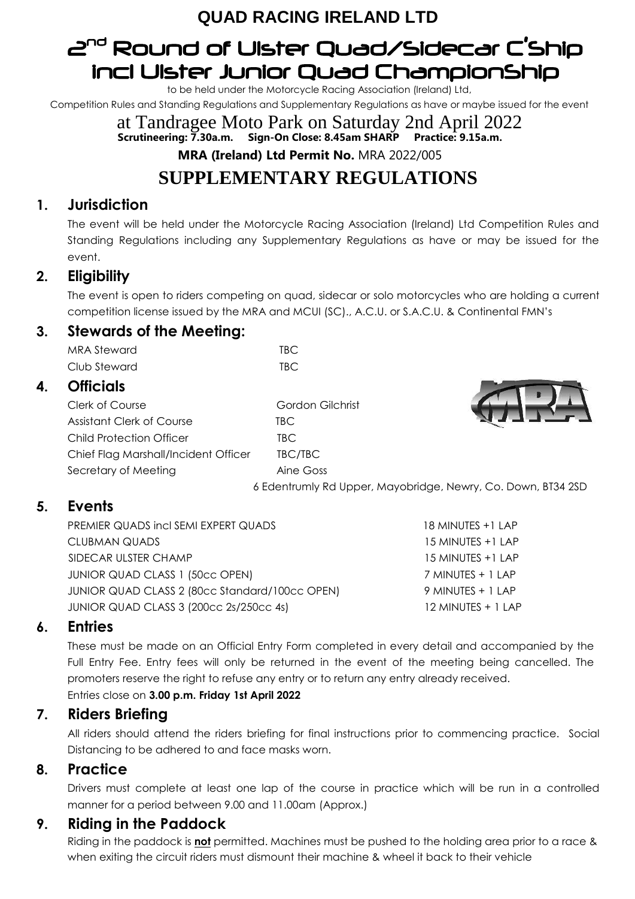**QUAD RACING IRELAND LTD**

# 2nd Round of Ulster Quad/Sidecar C'Ship incl Ulster Junior Quad Championship

to be held under the Motorcycle Racing Association (Ireland) Ltd,

Competition Rules and Standing Regulations and Supplementary Regulations as have or maybe issued for the event

at Tandragee Moto Park on Saturday 2nd April 2022

**Scrutineering: 7.30a.m. Sign-On Close: 8.45am SHARP Practice: 9.15a.m.**

**MRA (Ireland) Ltd Permit No.** MRA 2022/005

# SUPPLEMENTARY REGULATIONS

## 1. Jurisdiction

The event will be held under the Motorcycle Racing Association (Ireland) Ltd Competition Rules and Standing Regulations including any Supplementary Regulations as have or may be issued for the event.

## 2. Eligibility

The event is open to riders competing on quad, sidecar or solo motorcycles who are holding a current competition license issued by the MRA and MCUI (SC)., A.C.U. or S.A.C.U. & Continental FMN's

## 3. Stewards of the Meeting:

| | |
|---|---|
| MRA Steward | TBC |
| Club Steward | TBC |

## 4. Officials

| | |
|---|---|
| Clerk of Course | Gordon Gilchrist |
| Assistant Clerk of Course | TBC |
| Child Protection Officer | TBC |
| Chief Flag Marshall/Incident Officer | TBC/TBC |
| Secretary of Meeting | Aine Goss |
| | 6 Edentrumly Rd Upper, Mayobridge, Newry, Co. Down, BT34 2SD |

## 5. Events

| | |
|---|---|
| PREMIER QUADS incl SEMI EXPERT QUADS | 18 MINUTES +1 LAP |
| CLUBMAN QUADS | 15 MINUTES +1 LAP |
| SIDECAR ULSTER CHAMP | 15 MINUTES +1 LAP |
| JUNIOR QUAD CLASS 1 (50cc OPEN) | 7 MINUTES + 1 LAP |
| JUNIOR QUAD CLASS 2 (80cc Standard/100cc OPEN) | 9 MINUTES + 1 LAP |
| JUNIOR QUAD CLASS 3 (200cc 2s/250cc 4s) | 12 MINUTES + 1 LAP |

## 6. Entries

These must be made on an Official Entry Form completed in every detail and accompanied by the Full Entry Fee. Entry fees will only be returned in the event of the meeting being cancelled. The promoters reserve the right to refuse any entry or to return any entry already received.

Entries close on **3.00 p.m. Friday 1st April 2022**

## 7. Riders Briefing

All riders should attend the riders briefing for final instructions prior to commencing practice. Social Distancing to be adhered to and face masks worn.

## 8. Practice

Drivers must complete at least one lap of the course in practice which will be run in a controlled manner for a period between 9.00 and 11.00am (Approx.)

## 9. Riding in the Paddock

Riding in the paddock is **not** permitted. Machines must be pushed to the holding area prior to a race & when exiting the circuit riders must dismount their machine & wheel it back to their vehicle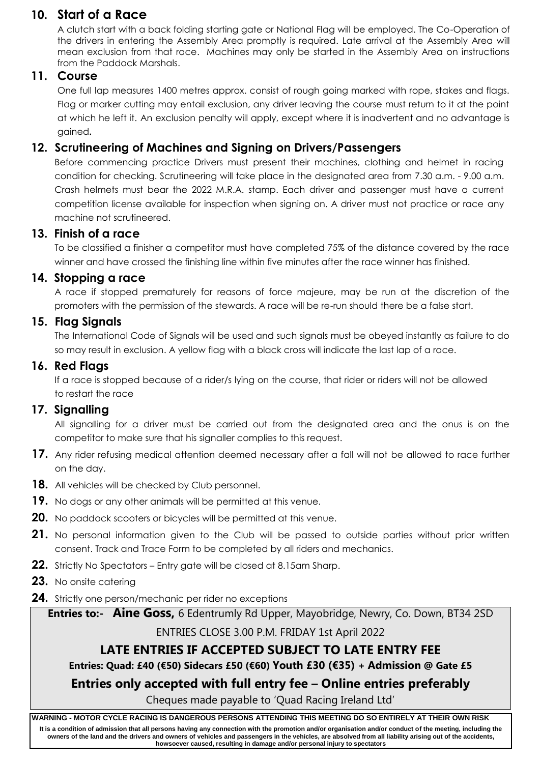## 10. Start of a Race

A clutch start with a back folding starting gate or National Flag will be employed. The Co-Operation of the drivers in entering the Assembly Area promptly is required. Late arrival at the Assembly Area will mean exclusion from that race. Machines may only be started in the Assembly Area on instructions from the Paddock Marshals.

## 11. Course

One full lap measures 1400 metres approx. consist of rough going marked with rope, stakes and flags. Flag or marker cutting may entail exclusion, any driver leaving the course must return to it at the point at which he left it. An exclusion penalty will apply, except where it is inadvertent and no advantage is gained.

## 12. Scrutineering of Machines and Signing on Drivers/Passengers

Before commencing practice Drivers must present their machines, clothing and helmet in racing condition for checking. Scrutineering will take place in the designated area from 7.30 a.m. - 9.00 a.m. Crash helmets must bear the 2022 M.R.A. stamp. Each driver and passenger must have a current competition license available for inspection when signing on. A driver must not practice or race any machine not scrutineered.

## 13. Finish of a race

To be classified a finisher a competitor must have completed 75% of the distance covered by the race winner and have crossed the finishing line within five minutes after the race winner has finished.

## 14. Stopping a race

A race if stopped prematurely for reasons of force majeure, may be run at the discretion of the promoters with the permission of the stewards. A race will be re-run should there be a false start.

## 15. Flag Signals

The International Code of Signals will be used and such signals must be obeyed instantly as failure to do so may result in exclusion. A yellow flag with a black cross will indicate the last lap of a race.

## 16. Red Flags

If a race is stopped because of a rider/s lying on the course, that rider or riders will not be allowed to restart the race

## 17. Signalling

All signalling for a driver must be carried out from the designated area and the onus is on the competitor to make sure that his signaller complies to this request.

**17.** Any rider refusing medical attention deemed necessary after a fall will not be allowed to race further on the day.

**18.** All vehicles will be checked by Club personnel.

**19.** No dogs or any other animals will be permitted at this venue.

**20.** No paddock scooters or bicycles will be permitted at this venue.

**21.** No personal information given to the Club will be passed to outside parties without prior written consent. Track and Trace Form to be completed by all riders and mechanics.

**22.** Strictly No Spectators – Entry gate will be closed at 8.15am Sharp.

**23.** No onsite catering

**24.** Strictly one person/mechanic per rider no exceptions

**Entries to:- Aine Goss,** 6 Edentrumly Rd Upper, Mayobridge, Newry, Co. Down, BT34 2SD

ENTRIES CLOSE 3.00 P.M. FRIDAY 1st April 2022

**LATE ENTRIES IF ACCEPTED SUBJECT TO LATE ENTRY FEE**

**Entries: Quad: £40 (€50) Sidecars £50 (€60) Youth £30 (€35) + Admission @ Gate £5**

**Entries only accepted with full entry fee – Online entries preferably**

Cheques made payable to 'Quad Racing Ireland Ltd'

**WARNING - MOTOR CYCLE RACING IS DANGEROUS PERSONS ATTENDING THIS MEETING DO SO ENTIRELY AT THEIR OWN RISK**

**It is a condition of admission that all persons having any connection with the promotion and/or organisation and/or conduct of the meeting, including the owners of the land and the drivers and owners of vehicles and passengers in the vehicles, are absolved from all liability arising out of the accidents, howsoever caused, resulting in damage and/or personal injury to spectators**